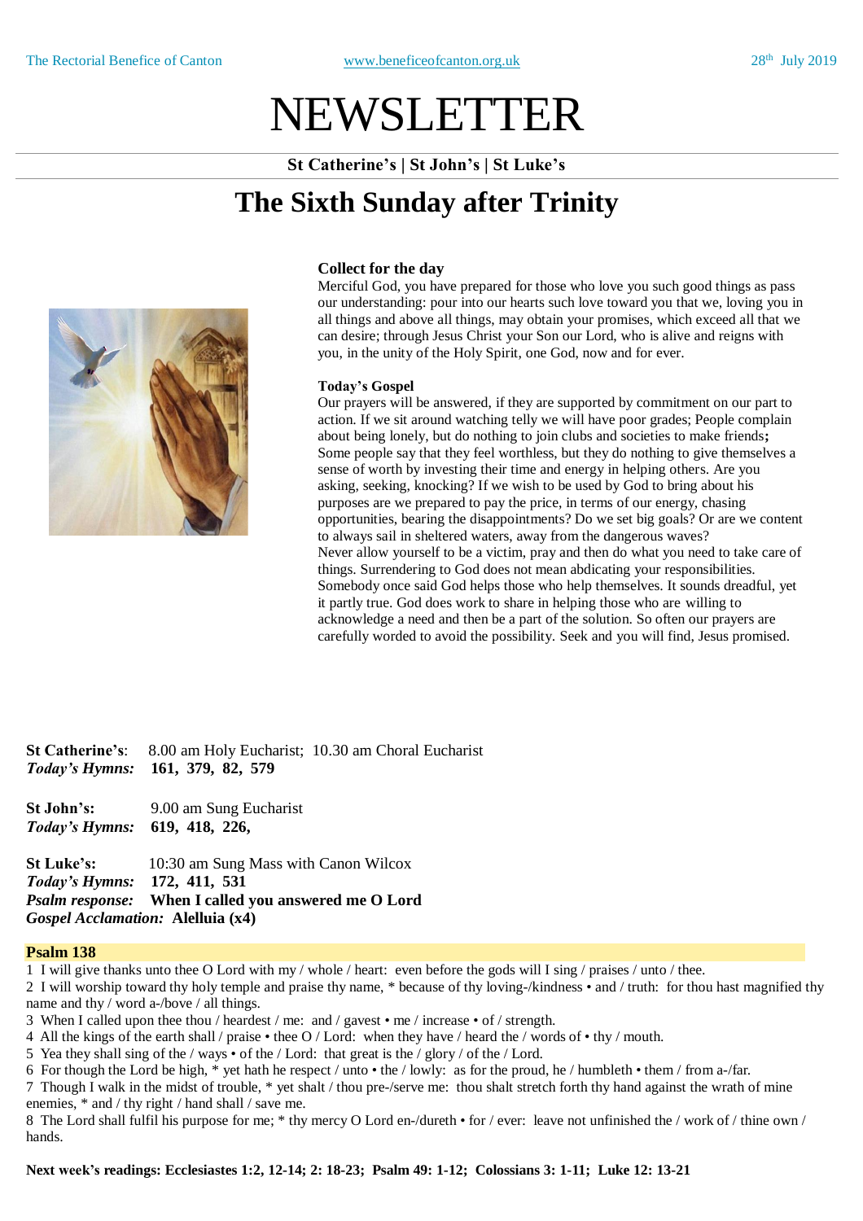The Rectorial Benefice of Canton www.beneficeofcanton.org.uk 28th July 2019

# NEWSLETTER

**St Catherine's | St John's | St Luke's**

## The Sixth Sunday after Trinity

### Collect for the day

Merciful God, you have prepared for those who love you such good things as pass our understanding: pour into our hearts such love toward you that we, loving you in all things and above all things, may obtain your promises, which exceed all that we can desire; through Jesus Christ your Son our Lord, who is alive and reigns with you, in the unity of the Holy Spirit, one God, now and for ever.

### Today's Gospel

Our prayers will be answered, if they are supported by commitment on our part to action. If we sit around watching telly we will have poor grades; People complain about being lonely, but do nothing to join clubs and societies to make friends**;** Some people say that they feel worthless, but they do nothing to give themselves a sense of worth by investing their time and energy in helping others. Are you asking, seeking, knocking? If we wish to be used by God to bring about his purposes are we prepared to pay the price, in terms of our energy, chasing opportunities, bearing the disappointments? Do we set big goals? Or are we content to always sail in sheltered waters, away from the dangerous waves? Never allow yourself to be a victim, pray and then do what you need to take care of things. Surrendering to God does not mean abdicating your responsibilities. Somebody once said God helps those who help themselves. It sounds dreadful, yet it partly true. God does work to share in helping those who are willing to acknowledge a need and then be a part of the solution. So often our prayers are carefully worded to avoid the possibility. Seek and you will find, Jesus promised.

**St Catherine's**: 8.00 am Holy Eucharist; 10.30 am Choral Eucharist
*Today's Hymns:* **161, 379, 82, 579**

**St John's:** 9.00 am Sung Eucharist
*Today's Hymns:* **619, 418, 226,**

**St Luke's:** 10:30 am Sung Mass with Canon Wilcox
*Today's Hymns:* **172, 411, 531**
***Psalm response:*** **When I called you answered me O Lord**
***Gospel Acclamation:*** **Alelluia (x4)**

### Psalm 138

1 I will give thanks unto thee O Lord with my / whole / heart: even before the gods will I sing / praises / unto / thee.
2 I will worship toward thy holy temple and praise thy name, * because of thy loving-/kindness • and / truth: for thou hast magnified thy name and thy / word a-/bove / all things.
3 When I called upon thee thou / heardest / me: and / gavest • me / increase • of / strength.
4 All the kings of the earth shall / praise • thee O / Lord: when they have / heard the / words of • thy / mouth.
5 Yea they shall sing of the / ways • of the / Lord: that great is the / glory / of the / Lord.
6 For though the Lord be high, * yet hath he respect / unto • the / lowly: as for the proud, he / humbleth • them / from a-/far.
7 Though I walk in the midst of trouble, * yet shalt / thou pre-/serve me: thou shalt stretch forth thy hand against the wrath of mine enemies, * and / thy right / hand shall / save me.
8 The Lord shall fulfil his purpose for me; * thy mercy O Lord en-/dureth • for / ever: leave not unfinished the / work of / thine own / hands.

**Next week's readings: Ecclesiastes 1:2, 12-14; 2: 18-23; Psalm 49: 1-12; Colossians 3: 1-11; Luke 12: 13-21**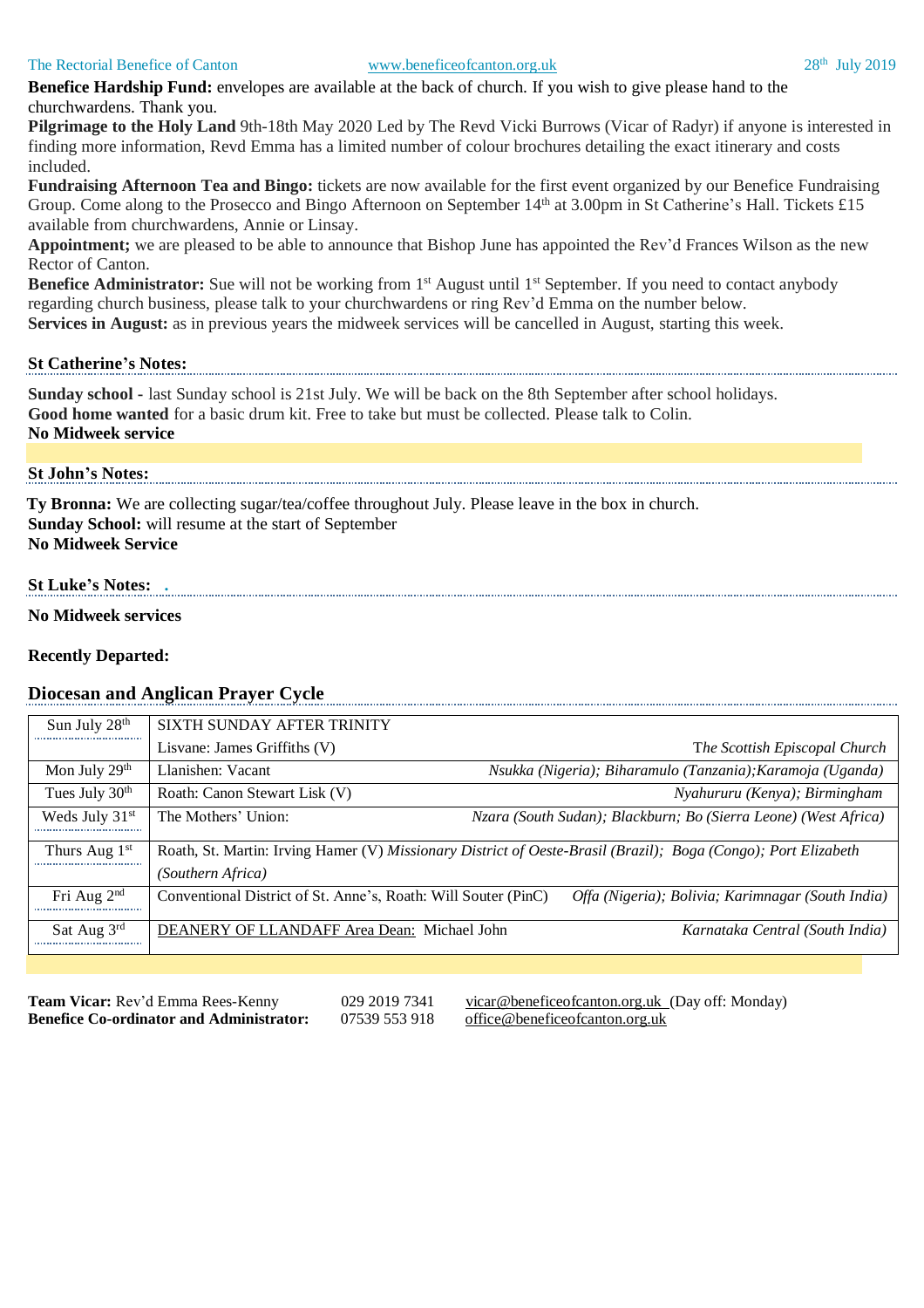**Benefice Hardship Fund:** envelopes are available at the back of church. If you wish to give please hand to the churchwardens. Thank you.

**Pilgrimage to the Holy Land** 9th-18th May 2020 Led by The Revd Vicki Burrows (Vicar of Radyr) if anyone is interested in finding more information, Revd Emma has a limited number of colour brochures detailing the exact itinerary and costs included.

**Fundraising Afternoon Tea and Bingo:** tickets are now available for the first event organized by our Benefice Fundraising Group. Come along to the Prosecco and Bingo Afternoon on September 14th at 3.00pm in St Catherine's Hall. Tickets £15 available from churchwardens, Annie or Linsay.

**Appointment;** we are pleased to be able to announce that Bishop June has appointed the Rev'd Frances Wilson as the new Rector of Canton.

**Benefice Administrator:** Sue will not be working from 1st August until 1st September. If you need to contact anybody regarding church business, please talk to your churchwardens or ring Rev'd Emma on the number below.

**Services in August:** as in previous years the midweek services will be cancelled in August, starting this week.

## St Catherine's Notes:

**Sunday school -** last Sunday school is 21st July. We will be back on the 8th September after school holidays.
**Good home wanted** for a basic drum kit. Free to take but must be collected. Please talk to Colin.
**No Midweek service**

## St John's Notes:

**Ty Bronna:** We are collecting sugar/tea/coffee throughout July. Please leave in the box in church.
**Sunday School:** will resume at the start of September
**No Midweek Service**

## St Luke's Notes:

**No Midweek services**

**Recently Departed:**

## Diocesan and Anglican Prayer Cycle

| | | |
|---|---|---|
| Sun July 28th | SIXTH SUNDAY AFTER TRINITY | |
| | Lisvane: James Griffiths (V) | *The Scottish Episcopal Church* |
| Mon July 29th | Llanishen: Vacant | *Nsukka (Nigeria); Biharamulo (Tanzania);Karamoja (Uganda)* |
| Tues July 30th | Roath: Canon Stewart Lisk (V) | *Nyahururu (Kenya); Birmingham* |
| Weds July 31st | The Mothers' Union: | *Nzara (South Sudan); Blackburn; Bo (Sierra Leone) (West Africa)* |
| Thurs Aug 1st | Roath, St. Martin: Irving Hamer (V) | *Missionary District of Oeste-Brasil (Brazil); Boga (Congo); Port Elizabeth (Southern Africa)* |
| Fri Aug 2nd | Conventional District of St. Anne's, Roath: Will Souter (PinC) | *Offa (Nigeria); Bolivia; Karimnagar (South India)* |
| Sat Aug 3rd | DEANERY OF LLANDAFF Area Dean: Michael John | *Karnataka Central (South India)* |

**Team Vicar:** Rev'd Emma Rees-Kenny 029 2019 7341 vicar@beneficeofcanton.org.uk (Day off: Monday)
**Benefice Co-ordinator and Administrator:** 07539 553 918 office@beneficeofcanton.org.uk